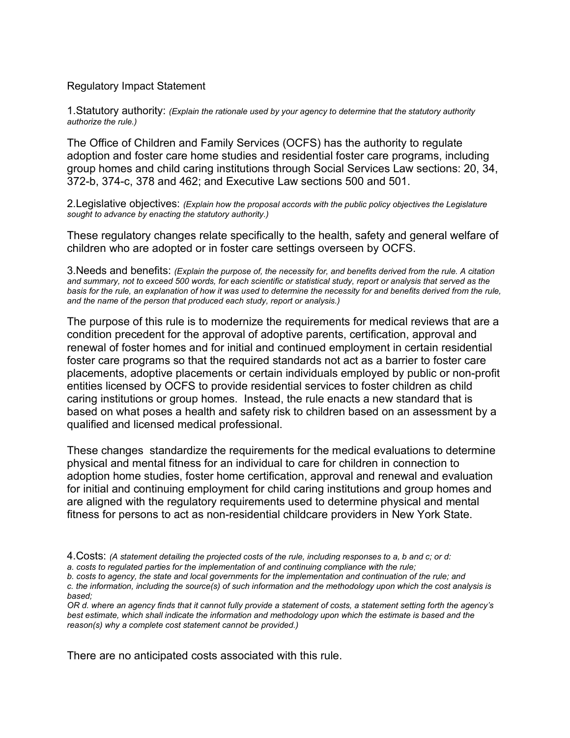Regulatory Impact Statement

1.Statutory authority: *(Explain the rationale used by your agency to determine that the statutory authority authorize the rule.)*

The Office of Children and Family Services (OCFS) has the authority to regulate adoption and foster care home studies and residential foster care programs, including group homes and child caring institutions through Social Services Law sections: 20, 34, 372-b, 374-c, 378 and 462; and Executive Law sections 500 and 501.

2.Legislative objectives: *(Explain how the proposal accords with the public policy objectives the Legislature sought to advance by enacting the statutory authority.)*

These regulatory changes relate specifically to the health, safety and general welfare of children who are adopted or in foster care settings overseen by OCFS.

3.Needs and benefits: *(Explain the purpose of, the necessity for, and benefits derived from the rule. A citation and summary, not to exceed 500 words, for each scientific or statistical study, report or analysis that served as the basis for the rule, an explanation of how it was used to determine the necessity for and benefits derived from the rule, and the name of the person that produced each study, report or analysis.)*

The purpose of this rule is to modernize the requirements for medical reviews that are a condition precedent for the approval of adoptive parents, certification, approval and renewal of foster homes and for initial and continued employment in certain residential foster care programs so that the required standards not act as a barrier to foster care placements, adoptive placements or certain individuals employed by public or non-profit entities licensed by OCFS to provide residential services to foster children as child caring institutions or group homes. Instead, the rule enacts a new standard that is based on what poses a health and safety risk to children based on an assessment by a qualified and licensed medical professional.

These changes standardize the requirements for the medical evaluations to determine physical and mental fitness for an individual to care for children in connection to adoption home studies, foster home certification, approval and renewal and evaluation for initial and continuing employment for child caring institutions and group homes and are aligned with the regulatory requirements used to determine physical and mental fitness for persons to act as non-residential childcare providers in New York State.

4.Costs: *(A statement detailing the projected costs of the rule, including responses to a, b and c; or d:*
*a. costs to regulated parties for the implementation of and continuing compliance with the rule;*
*b. costs to agency, the state and local governments for the implementation and continuation of the rule; and*
*c. the information, including the source(s) of such information and the methodology upon which the cost analysis is based;*
*OR d. where an agency finds that it cannot fully provide a statement of costs, a statement setting forth the agency's best estimate, which shall indicate the information and methodology upon which the estimate is based and the reason(s) why a complete cost statement cannot be provided.)*

There are no anticipated costs associated with this rule.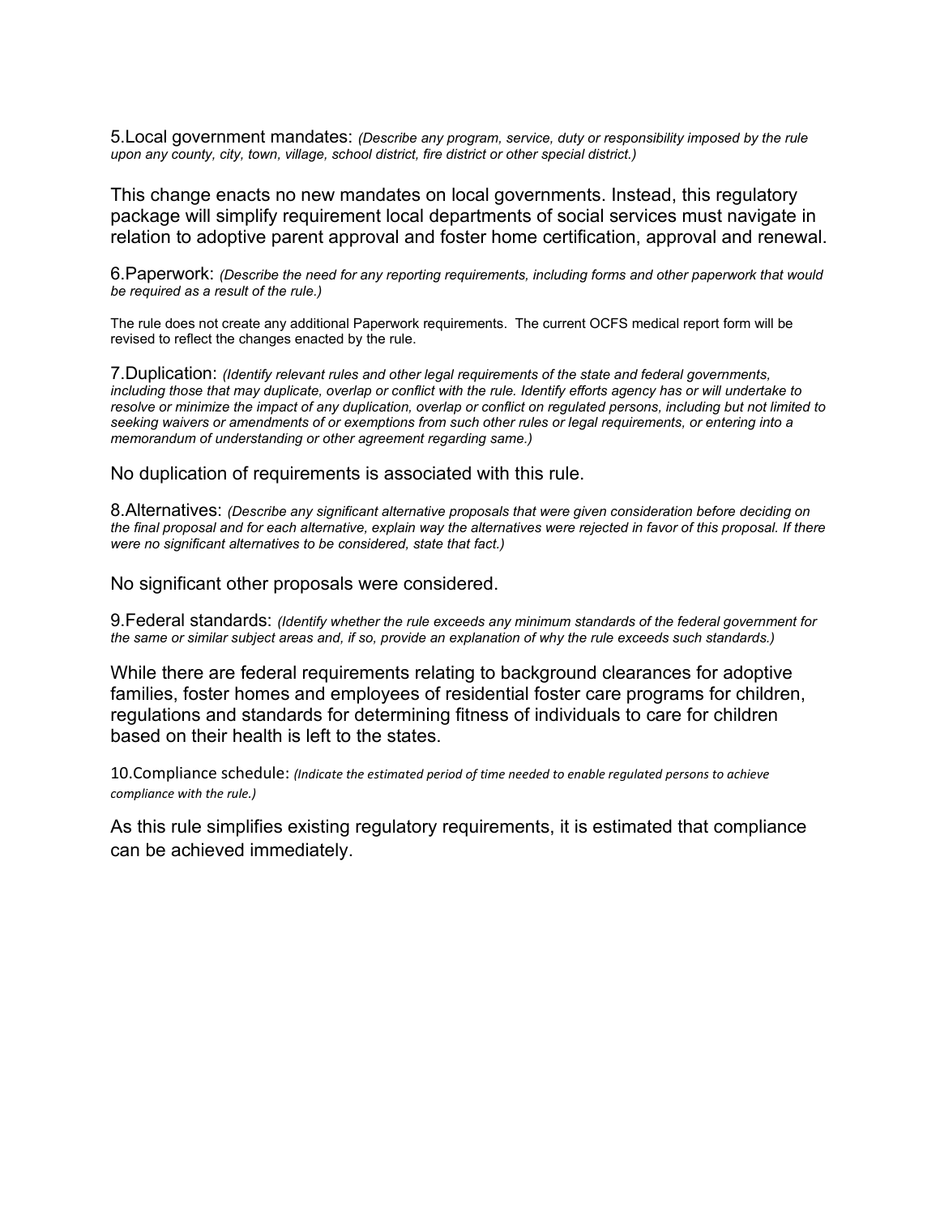5.Local government mandates: *(Describe any program, service, duty or responsibility imposed by the rule upon any county, city, town, village, school district, fire district or other special district.)*

This change enacts no new mandates on local governments. Instead, this regulatory package will simplify requirement local departments of social services must navigate in relation to adoptive parent approval and foster home certification, approval and renewal.

6.Paperwork: *(Describe the need for any reporting requirements, including forms and other paperwork that would be required as a result of the rule.)*

The rule does not create any additional Paperwork requirements. The current OCFS medical report form will be revised to reflect the changes enacted by the rule.

7.Duplication: *(Identify relevant rules and other legal requirements of the state and federal governments, including those that may duplicate, overlap or conflict with the rule. Identify efforts agency has or will undertake to resolve or minimize the impact of any duplication, overlap or conflict on regulated persons, including but not limited to seeking waivers or amendments of or exemptions from such other rules or legal requirements, or entering into a memorandum of understanding or other agreement regarding same.)*

No duplication of requirements is associated with this rule.

8.Alternatives: *(Describe any significant alternative proposals that were given consideration before deciding on the final proposal and for each alternative, explain way the alternatives were rejected in favor of this proposal. If there were no significant alternatives to be considered, state that fact.)*

No significant other proposals were considered.

9.Federal standards: *(Identify whether the rule exceeds any minimum standards of the federal government for the same or similar subject areas and, if so, provide an explanation of why the rule exceeds such standards.)*

While there are federal requirements relating to background clearances for adoptive families, foster homes and employees of residential foster care programs for children, regulations and standards for determining fitness of individuals to care for children based on their health is left to the states.

10.Compliance schedule: *(Indicate the estimated period of time needed to enable regulated persons to achieve compliance with the rule.)*

As this rule simplifies existing regulatory requirements, it is estimated that compliance can be achieved immediately.